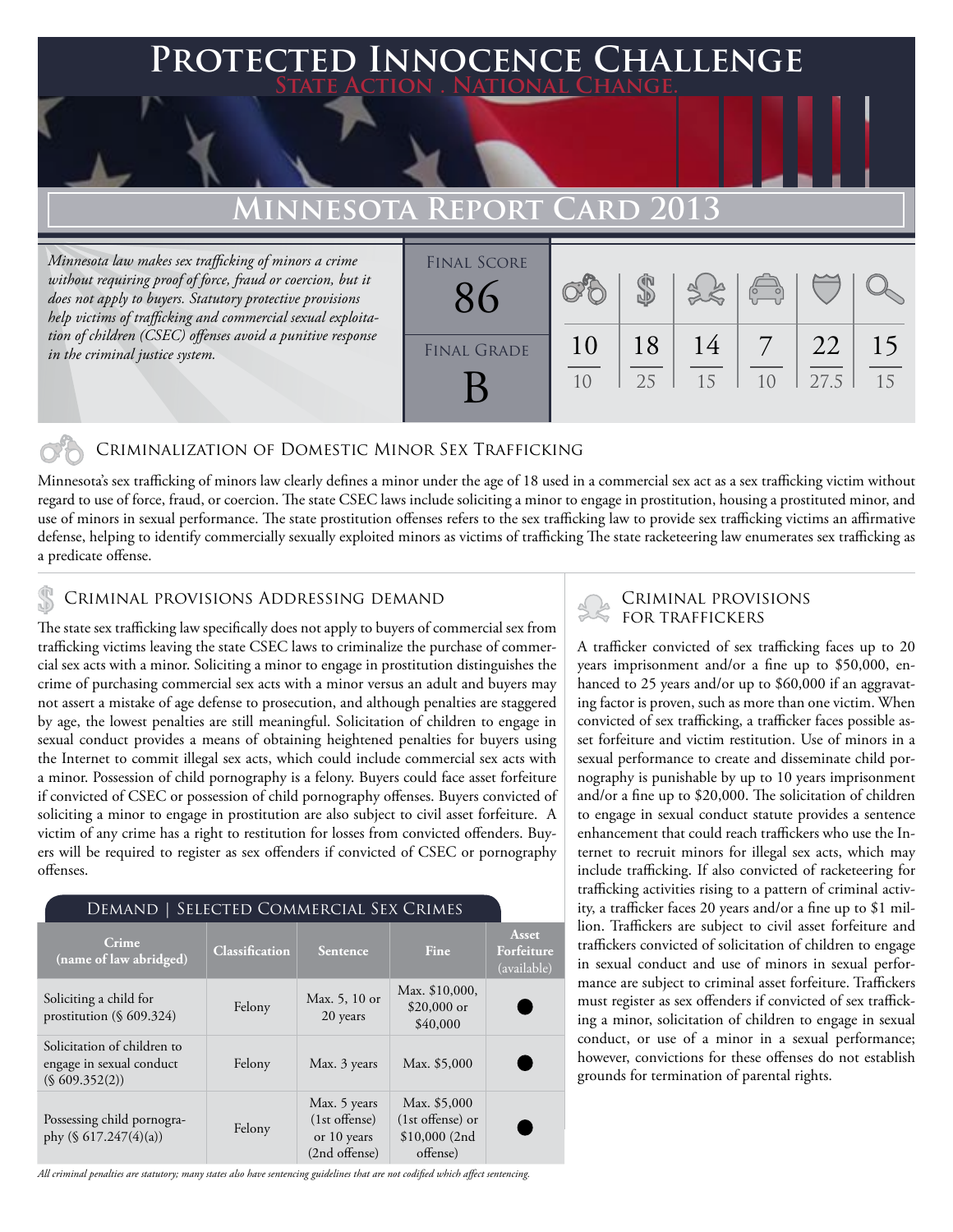# Protected Innocence Challenge

State Action . National Change.

## Minnesota Report Card 2013

*Minnesota law makes sex trafficking of minors a crime without requiring proof of force, fraud or coercion, but it does not apply to buyers. Statutory protective provisions help victims of trafficking and commercial sexual exploitation of children (CSEC) offenses avoid a punitive response in the criminal justice system.*

| Final Score | Criminalization | Demand | Traffickers | Facilitators | Protective Provisions | Criminal Justice Tools |
|---|---|---|---|---|---|---|
| 86 | 10/10 | 18/25 | 14/15 | 7/10 | 22/27.5 | 15/15 |

**Final Grade: B**

### Criminalization of Domestic Minor Sex Trafficking

Minnesota's sex trafficking of minors law clearly defines a minor under the age of 18 used in a commercial sex act as a sex trafficking victim without regard to use of force, fraud, or coercion. The state CSEC laws include soliciting a minor to engage in prostitution, housing a prostituted minor, and use of minors in sexual performance. The state prostitution offenses refers to the sex trafficking law to provide sex trafficking victims an affirmative defense, helping to identify commercially sexually exploited minors as victims of trafficking The state racketeering law enumerates sex trafficking as a predicate offense.

### Criminal provisions Addressing demand

The state sex trafficking law specifically does not apply to buyers of commercial sex from trafficking victims leaving the state CSEC laws to criminalize the purchase of commercial sex acts with a minor. Soliciting a minor to engage in prostitution distinguishes the crime of purchasing commercial sex acts with a minor versus an adult and buyers may not assert a mistake of age defense to prosecution, and although penalties are staggered by age, the lowest penalties are still meaningful. Solicitation of children to engage in sexual conduct provides a means of obtaining heightened penalties for buyers using the Internet to commit illegal sex acts, which could include commercial sex acts with a minor. Possession of child pornography is a felony. Buyers could face asset forfeiture if convicted of CSEC or possession of child pornography offenses. Buyers convicted of soliciting a minor to engage in prostitution are also subject to civil asset forfeiture. A victim of any crime has a right to restitution for losses from convicted offenders. Buyers will be required to register as sex offenders if convicted of CSEC or pornography offenses.

#### Demand | Selected Commercial Sex Crimes

| Crime (name of law abridged) | Classification | Sentence | Fine | Asset Forfeiture (available) |
|---|---|---|---|---|
| Soliciting a child for prostitution (§ 609.324) | Felony | Max. 5, 10 or 20 years | Max. $10,000, $20,000 or $40,000 | ● |
| Solicitation of children to engage in sexual conduct (§ 609.352(2)) | Felony | Max. 3 years | Max. $5,000 | ● |
| Possessing child pornography (§ 617.247(4)(a)) | Felony | Max. 5 years (1st offense) or 10 years (2nd offense) | Max. $5,000 (1st offense) or $10,000 (2nd offense) | ● |

*All criminal penalties are statutory; many states also have sentencing guidelines that are not codified which affect sentencing.*

### Criminal provisions for traffickers

A trafficker convicted of sex trafficking faces up to 20 years imprisonment and/or a fine up to $50,000, enhanced to 25 years and/or up to $60,000 if an aggravating factor is proven, such as more than one victim. When convicted of sex trafficking, a trafficker faces possible asset forfeiture and victim restitution. Use of minors in a sexual performance to create and disseminate child pornography is punishable by up to 10 years imprisonment and/or a fine up to $20,000. The solicitation of children to engage in sexual conduct statute provides a sentence enhancement that could reach traffickers who use the Internet to recruit minors for illegal sex acts, which may include trafficking. If also convicted of racketeering for trafficking activities rising to a pattern of criminal activity, a trafficker faces 20 years and/or a fine up to $1 million. Traffickers are subject to civil asset forfeiture and traffickers convicted of solicitation of children to engage in sexual conduct and use of minors in sexual performance are subject to criminal asset forfeiture. Traffickers must register as sex offenders if convicted of sex trafficking a minor, solicitation of children to engage in sexual conduct, or use of a minor in a sexual performance; however, convictions for these offenses do not establish grounds for termination of parental rights.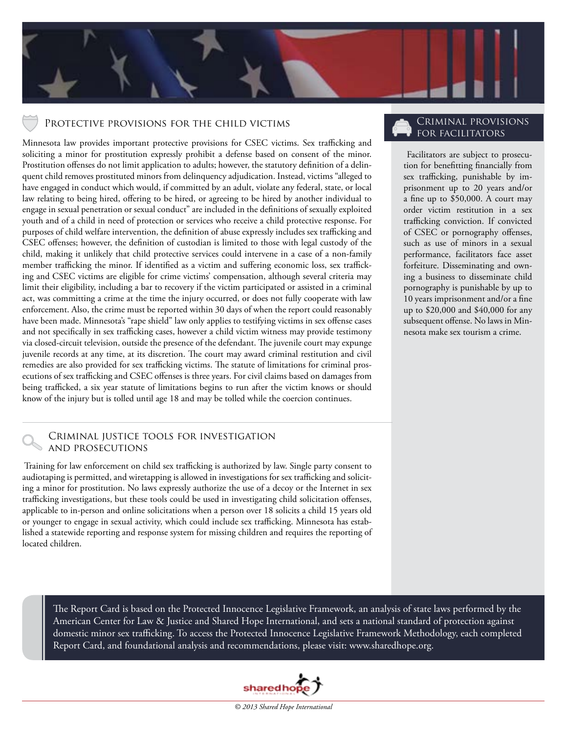## Protective provisions for the child victims

Minnesota law provides important protective provisions for CSEC victims. Sex trafficking and soliciting a minor for prostitution expressly prohibit a defense based on consent of the minor. Prostitution offenses do not limit application to adults; however, the statutory definition of a delinquent child removes prostituted minors from delinquency adjudication. Instead, victims "alleged to have engaged in conduct which would, if committed by an adult, violate any federal, state, or local law relating to being hired, offering to be hired, or agreeing to be hired by another individual to engage in sexual penetration or sexual conduct" are included in the definitions of sexually exploited youth and of a child in need of protection or services who receive a child protective response. For purposes of child welfare intervention, the definition of abuse expressly includes sex trafficking and CSEC offenses; however, the definition of custodian is limited to those with legal custody of the child, making it unlikely that child protective services could intervene in a case of a non-family member trafficking the minor. If identified as a victim and suffering economic loss, sex trafficking and CSEC victims are eligible for crime victims' compensation, although several criteria may limit their eligibility, including a bar to recovery if the victim participated or assisted in a criminal act, was committing a crime at the time the injury occurred, or does not fully cooperate with law enforcement. Also, the crime must be reported within 30 days of when the report could reasonably have been made. Minnesota's "rape shield" law only applies to testifying victims in sex offense cases and not specifically in sex trafficking cases, however a child victim witness may provide testimony via closed-circuit television, outside the presence of the defendant. The juvenile court may expunge juvenile records at any time, at its discretion. The court may award criminal restitution and civil remedies are also provided for sex trafficking victims. The statute of limitations for criminal prosecutions of sex trafficking and CSEC offenses is three years. For civil claims based on damages from being trafficked, a six year statute of limitations begins to run after the victim knows or should know of the injury but is tolled until age 18 and may be tolled while the coercion continues.

## Criminal justice tools for investigation and prosecutions

Training for law enforcement on child sex trafficking is authorized by law. Single party consent to audiotaping is permitted, and wiretapping is allowed in investigations for sex trafficking and soliciting a minor for prostitution. No laws expressly authorize the use of a decoy or the Internet in sex trafficking investigations, but these tools could be used in investigating child solicitation offenses, applicable to in-person and online solicitations when a person over 18 solicits a child 15 years old or younger to engage in sexual activity, which could include sex trafficking. Minnesota has established a statewide reporting and response system for missing children and requires the reporting of located children.

## Criminal provisions for facilitators

Facilitators are subject to prosecution for benefitting financially from sex trafficking, punishable by imprisonment up to 20 years and/or a fine up to $50,000. A court may order victim restitution in a sex trafficking conviction. If convicted of CSEC or pornography offenses, such as use of minors in a sexual performance, facilitators face asset forfeiture. Disseminating and owning a business to disseminate child pornography is punishable by up to 10 years imprisonment and/or a fine up to $20,000 and $40,000 for any subsequent offense. No laws in Minnesota make sex tourism a crime.

The Report Card is based on the Protected Innocence Legislative Framework, an analysis of state laws performed by the American Center for Law & Justice and Shared Hope International, and sets a national standard of protection against domestic minor sex trafficking. To access the Protected Innocence Legislative Framework Methodology, each completed Report Card, and foundational analysis and recommendations, please visit: www.sharedhope.org.

*© 2013 Shared Hope International*